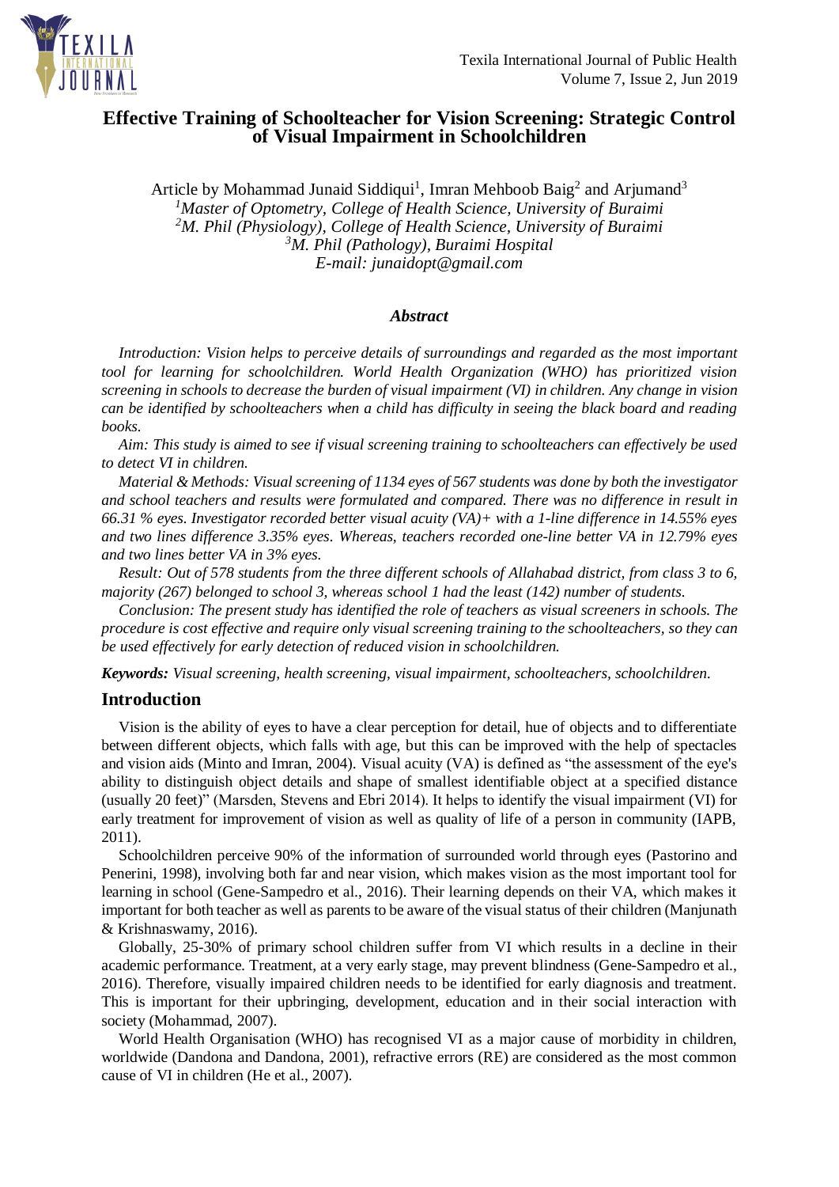# Effective Training of Schoolteacher for Vision Screening: Strategic Control of Visual Impairment in Schoolchildren

Article by Mohammad Junaid Siddiqui[1], Imran Mehboob Baig[2] and Arjumand[3]

[1]*Master of Optometry, College of Health Science, University of Buraimi*
[2]*M. Phil (Physiology), College of Health Science, University of Buraimi*
[3]*M. Phil (Pathology), Buraimi Hospital*
*E-mail: junaidopt@gmail.com*

### *Abstract*

*Introduction: Vision helps to perceive details of surroundings and regarded as the most important tool for learning for schoolchildren. World Health Organization (WHO) has prioritized vision screening in schools to decrease the burden of visual impairment (VI) in children. Any change in vision can be identified by schoolteachers when a child has difficulty in seeing the black board and reading books.*

*Aim: This study is aimed to see if visual screening training to schoolteachers can effectively be used to detect VI in children.*

*Material & Methods: Visual screening of 1134 eyes of 567 students was done by both the investigator and school teachers and results were formulated and compared. There was no difference in result in 66.31 % eyes. Investigator recorded better visual acuity (VA)+ with a 1-line difference in 14.55% eyes and two lines difference 3.35% eyes. Whereas, teachers recorded one-line better VA in 12.79% eyes and two lines better VA in 3% eyes.*

*Result: Out of 578 students from the three different schools of Allahabad district, from class 3 to 6, majority (267) belonged to school 3, whereas school 1 had the least (142) number of students.*

*Conclusion: The present study has identified the role of teachers as visual screeners in schools. The procedure is cost effective and require only visual screening training to the schoolteachers, so they can be used effectively for early detection of reduced vision in schoolchildren.*

***Keywords:*** *Visual screening, health screening, visual impairment, schoolteachers, schoolchildren.*

## Introduction

Vision is the ability of eyes to have a clear perception for detail, hue of objects and to differentiate between different objects, which falls with age, but this can be improved with the help of spectacles and vision aids (Minto and Imran, 2004). Visual acuity (VA) is defined as "the assessment of the eye's ability to distinguish object details and shape of smallest identifiable object at a specified distance (usually 20 feet)" (Marsden, Stevens and Ebri 2014). It helps to identify the visual impairment (VI) for early treatment for improvement of vision as well as quality of life of a person in community (IAPB, 2011).

Schoolchildren perceive 90% of the information of surrounded world through eyes (Pastorino and Penerini, 1998), involving both far and near vision, which makes vision as the most important tool for learning in school (Gene-Sampedro et al., 2016). Their learning depends on their VA, which makes it important for both teacher as well as parents to be aware of the visual status of their children (Manjunath & Krishnaswamy, 2016).

Globally, 25-30% of primary school children suffer from VI which results in a decline in their academic performance. Treatment, at a very early stage, may prevent blindness (Gene-Sampedro et al., 2016). Therefore, visually impaired children needs to be identified for early diagnosis and treatment. This is important for their upbringing, development, education and in their social interaction with society (Mohammad, 2007).

World Health Organisation (WHO) has recognised VI as a major cause of morbidity in children, worldwide (Dandona and Dandona, 2001), refractive errors (RE) are considered as the most common cause of VI in children (He et al., 2007).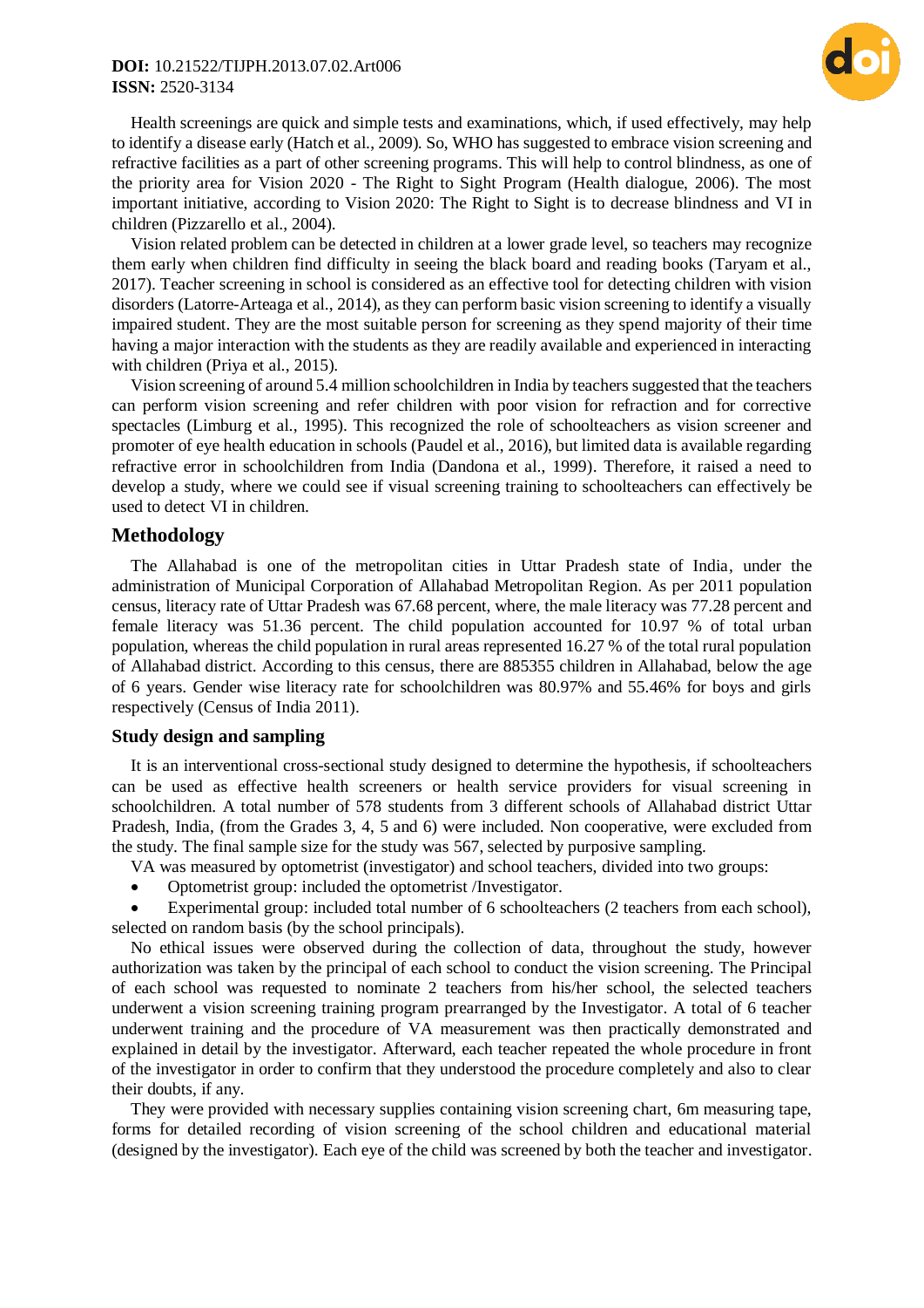Health screenings are quick and simple tests and examinations, which, if used effectively, may help to identify a disease early (Hatch et al., 2009). So, WHO has suggested to embrace vision screening and refractive facilities as a part of other screening programs. This will help to control blindness, as one of the priority area for Vision 2020 - The Right to Sight Program (Health dialogue, 2006). The most important initiative, according to Vision 2020: The Right to Sight is to decrease blindness and VI in children (Pizzarello et al., 2004).

Vision related problem can be detected in children at a lower grade level, so teachers may recognize them early when children find difficulty in seeing the black board and reading books (Taryam et al., 2017). Teacher screening in school is considered as an effective tool for detecting children with vision disorders (Latorre-Arteaga et al., 2014), as they can perform basic vision screening to identify a visually impaired student. They are the most suitable person for screening as they spend majority of their time having a major interaction with the students as they are readily available and experienced in interacting with children (Priya et al., 2015).

Vision screening of around 5.4 million schoolchildren in India by teachers suggested that the teachers can perform vision screening and refer children with poor vision for refraction and for corrective spectacles (Limburg et al., 1995). This recognized the role of schoolteachers as vision screener and promoter of eye health education in schools (Paudel et al., 2016), but limited data is available regarding refractive error in schoolchildren from India (Dandona et al., 1999). Therefore, it raised a need to develop a study, where we could see if visual screening training to schoolteachers can effectively be used to detect VI in children.

## Methodology

The Allahabad is one of the metropolitan cities in Uttar Pradesh state of India, under the administration of Municipal Corporation of Allahabad Metropolitan Region. As per 2011 population census, literacy rate of Uttar Pradesh was 67.68 percent, where, the male literacy was 77.28 percent and female literacy was 51.36 percent. The child population accounted for 10.97 % of total urban population, whereas the child population in rural areas represented 16.27 % of the total rural population of Allahabad district. According to this census, there are 885355 children in Allahabad, below the age of 6 years. Gender wise literacy rate for schoolchildren was 80.97% and 55.46% for boys and girls respectively (Census of India 2011).

### Study design and sampling

It is an interventional cross-sectional study designed to determine the hypothesis, if schoolteachers can be used as effective health screeners or health service providers for visual screening in schoolchildren. A total number of 578 students from 3 different schools of Allahabad district Uttar Pradesh, India, (from the Grades 3, 4, 5 and 6) were included. Non cooperative, were excluded from the study. The final sample size for the study was 567, selected by purposive sampling.

VA was measured by optometrist (investigator) and school teachers, divided into two groups:

- Optometrist group: included the optometrist /Investigator.
- Experimental group: included total number of 6 schoolteachers (2 teachers from each school), selected on random basis (by the school principals).

No ethical issues were observed during the collection of data, throughout the study, however authorization was taken by the principal of each school to conduct the vision screening. The Principal of each school was requested to nominate 2 teachers from his/her school, the selected teachers underwent a vision screening training program prearranged by the Investigator. A total of 6 teacher underwent training and the procedure of VA measurement was then practically demonstrated and explained in detail by the investigator. Afterward, each teacher repeated the whole procedure in front of the investigator in order to confirm that they understood the procedure completely and also to clear their doubts, if any.

They were provided with necessary supplies containing vision screening chart, 6m measuring tape, forms for detailed recording of vision screening of the school children and educational material (designed by the investigator). Each eye of the child was screened by both the teacher and investigator.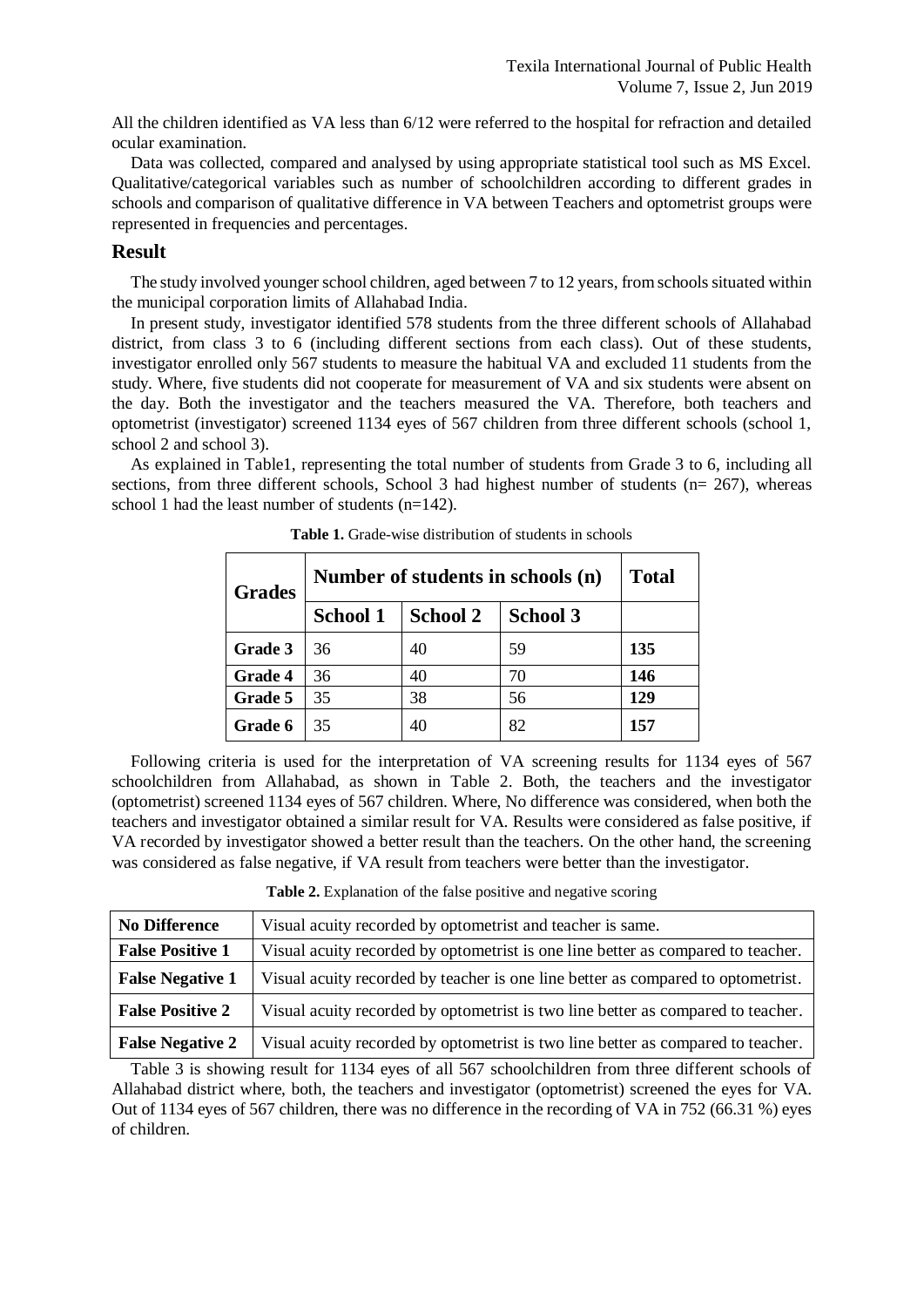All the children identified as VA less than 6/12 were referred to the hospital for refraction and detailed ocular examination.

Data was collected, compared and analysed by using appropriate statistical tool such as MS Excel. Qualitative/categorical variables such as number of schoolchildren according to different grades in schools and comparison of qualitative difference in VA between Teachers and optometrist groups were represented in frequencies and percentages.

## Result

The study involved younger school children, aged between 7 to 12 years, from schools situated within the municipal corporation limits of Allahabad India.

In present study, investigator identified 578 students from the three different schools of Allahabad district, from class 3 to 6 (including different sections from each class). Out of these students, investigator enrolled only 567 students to measure the habitual VA and excluded 11 students from the study. Where, five students did not cooperate for measurement of VA and six students were absent on the day. Both the investigator and the teachers measured the VA. Therefore, both teachers and optometrist (investigator) screened 1134 eyes of 567 children from three different schools (school 1, school 2 and school 3).

As explained in Table1, representing the total number of students from Grade 3 to 6, including all sections, from three different schools, School 3 had highest number of students (n= 267), whereas school 1 had the least number of students (n=142).

**Table 1.** Grade-wise distribution of students in schools

| Grades | Number of students in schools (n) | | | Total |
|---|---|---|---|---|
| | School 1 | School 2 | School 3 | |
| **Grade 3** | 36 | 40 | 59 | **135** |
| **Grade 4** | 36 | 40 | 70 | **146** |
| **Grade 5** | 35 | 38 | 56 | **129** |
| **Grade 6** | 35 | 40 | 82 | **157** |

Following criteria is used for the interpretation of VA screening results for 1134 eyes of 567 schoolchildren from Allahabad, as shown in Table 2. Both, the teachers and the investigator (optometrist) screened 1134 eyes of 567 children. Where, No difference was considered, when both the teachers and investigator obtained a similar result for VA. Results were considered as false positive, if VA recorded by investigator showed a better result than the teachers. On the other hand, the screening was considered as false negative, if VA result from teachers were better than the investigator.

**Table 2.** Explanation of the false positive and negative scoring

| | |
|---|---|
| **No Difference** | Visual acuity recorded by optometrist and teacher is same. |
| **False Positive 1** | Visual acuity recorded by optometrist is one line better as compared to teacher. |
| **False Negative 1** | Visual acuity recorded by teacher is one line better as compared to optometrist. |
| **False Positive 2** | Visual acuity recorded by optometrist is two line better as compared to teacher. |
| **False Negative 2** | Visual acuity recorded by optometrist is two line better as compared to teacher. |

Table 3 is showing result for 1134 eyes of all 567 schoolchildren from three different schools of Allahabad district where, both, the teachers and investigator (optometrist) screened the eyes for VA. Out of 1134 eyes of 567 children, there was no difference in the recording of VA in 752 (66.31 %) eyes of children.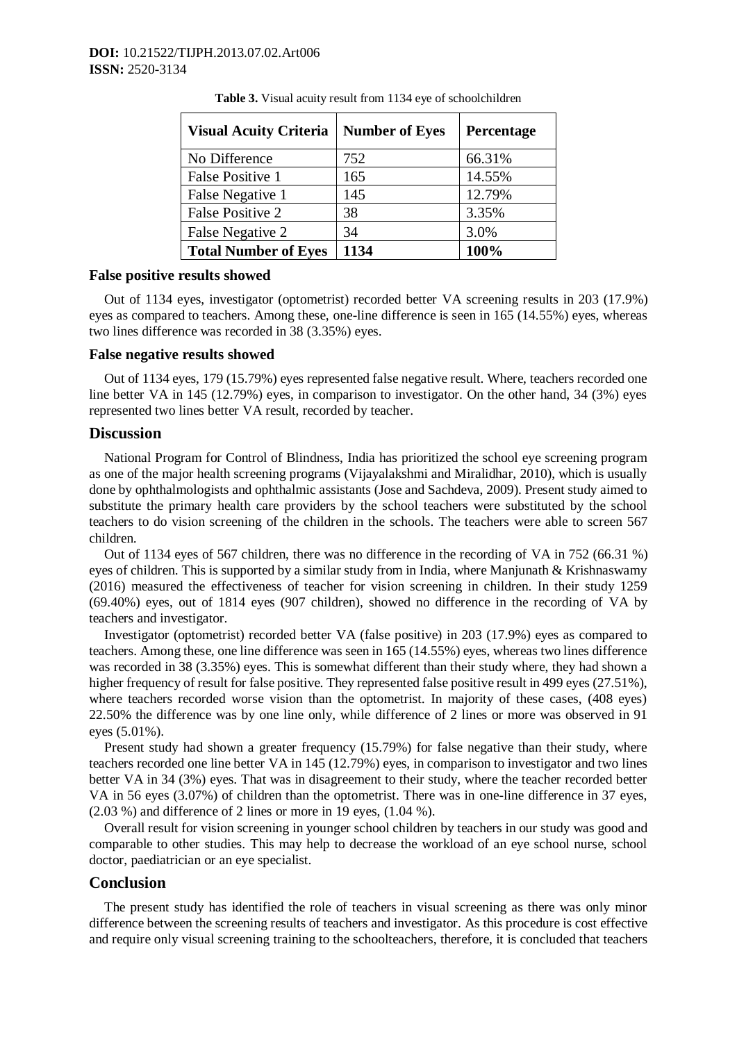**Table 3.** Visual acuity result from 1134 eye of schoolchildren

| Visual Acuity Criteria | Number of Eyes | Percentage |
|---|---|---|
| No Difference | 752 | 66.31% |
| False Positive 1 | 165 | 14.55% |
| False Negative 1 | 145 | 12.79% |
| False Positive 2 | 38 | 3.35% |
| False Negative 2 | 34 | 3.0% |
| **Total Number of Eyes** | **1134** | **100%** |

### False positive results showed

Out of 1134 eyes, investigator (optometrist) recorded better VA screening results in 203 (17.9%) eyes as compared to teachers. Among these, one-line difference is seen in 165 (14.55%) eyes, whereas two lines difference was recorded in 38 (3.35%) eyes.

### False negative results showed

Out of 1134 eyes, 179 (15.79%) eyes represented false negative result. Where, teachers recorded one line better VA in 145 (12.79%) eyes, in comparison to investigator. On the other hand, 34 (3%) eyes represented two lines better VA result, recorded by teacher.

## Discussion

National Program for Control of Blindness, India has prioritized the school eye screening program as one of the major health screening programs (Vijayalakshmi and Miralidhar, 2010), which is usually done by ophthalmologists and ophthalmic assistants (Jose and Sachdeva, 2009). Present study aimed to substitute the primary health care providers by the school teachers were substituted by the school teachers to do vision screening of the children in the schools. The teachers were able to screen 567 children.

Out of 1134 eyes of 567 children, there was no difference in the recording of VA in 752 (66.31 %) eyes of children. This is supported by a similar study from in India, where Manjunath & Krishnaswamy (2016) measured the effectiveness of teacher for vision screening in children. In their study 1259 (69.40%) eyes, out of 1814 eyes (907 children), showed no difference in the recording of VA by teachers and investigator.

Investigator (optometrist) recorded better VA (false positive) in 203 (17.9%) eyes as compared to teachers. Among these, one line difference was seen in 165 (14.55%) eyes, whereas two lines difference was recorded in 38 (3.35%) eyes. This is somewhat different than their study where, they had shown a higher frequency of result for false positive. They represented false positive result in 499 eyes (27.51%), where teachers recorded worse vision than the optometrist. In majority of these cases, (408 eyes) 22.50% the difference was by one line only, while difference of 2 lines or more was observed in 91 eyes (5.01%).

Present study had shown a greater frequency (15.79%) for false negative than their study, where teachers recorded one line better VA in 145 (12.79%) eyes, in comparison to investigator and two lines better VA in 34 (3%) eyes. That was in disagreement to their study, where the teacher recorded better VA in 56 eyes (3.07%) of children than the optometrist. There was in one-line difference in 37 eyes, (2.03 %) and difference of 2 lines or more in 19 eyes, (1.04 %).

Overall result for vision screening in younger school children by teachers in our study was good and comparable to other studies. This may help to decrease the workload of an eye school nurse, school doctor, paediatrician or an eye specialist.

## Conclusion

The present study has identified the role of teachers in visual screening as there was only minor difference between the screening results of teachers and investigator. As this procedure is cost effective and require only visual screening training to the schoolteachers, therefore, it is concluded that teachers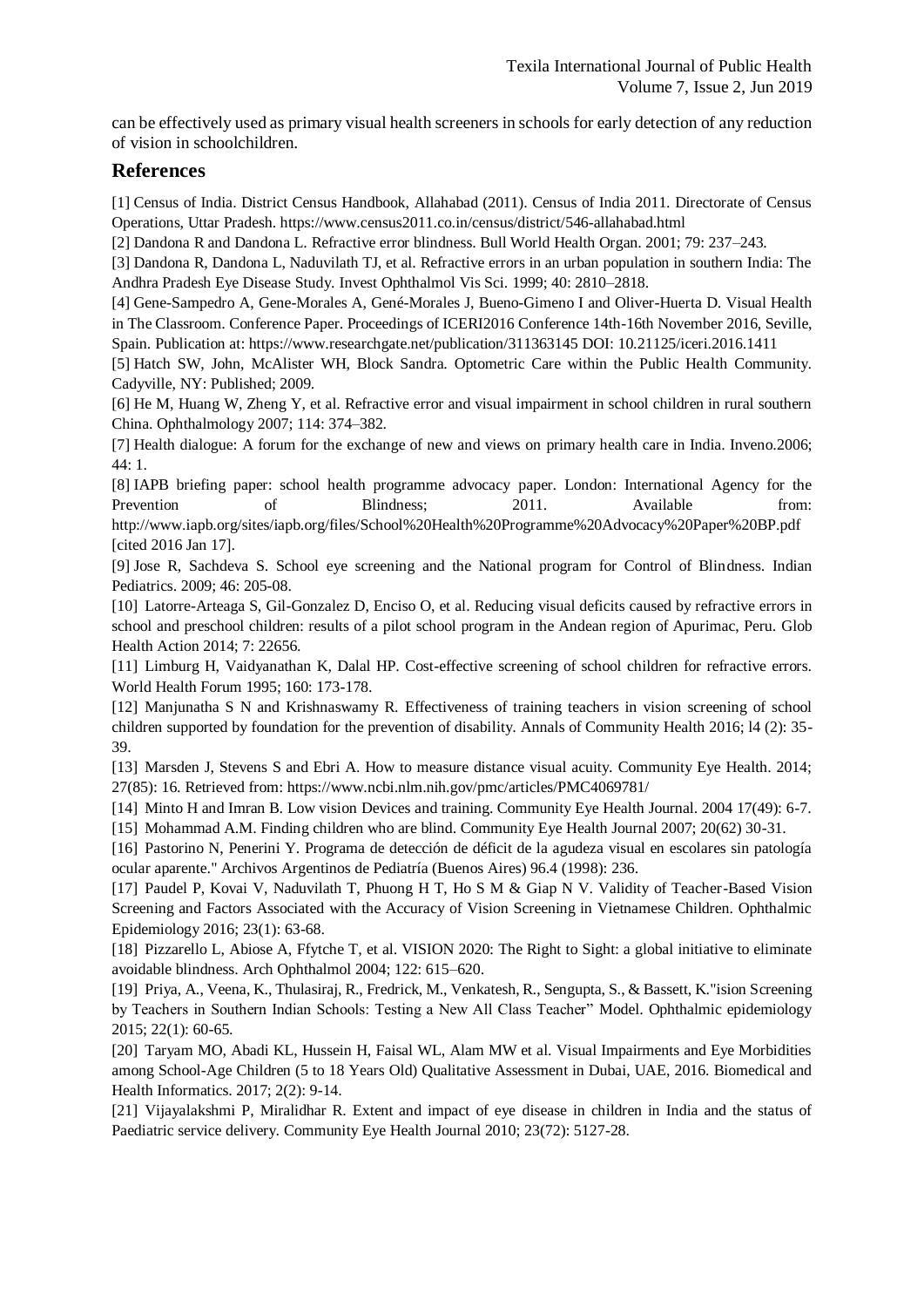can be effectively used as primary visual health screeners in schools for early detection of any reduction of vision in schoolchildren.

## References

[1] Census of India. District Census Handbook, Allahabad (2011). Census of India 2011. Directorate of Census Operations, Uttar Pradesh. https://www.census2011.co.in/census/district/546-allahabad.html

[2] Dandona R and Dandona L. Refractive error blindness. Bull World Health Organ. 2001; 79: 237–243.

[3] Dandona R, Dandona L, Naduvilath TJ, et al. Refractive errors in an urban population in southern India: The Andhra Pradesh Eye Disease Study. Invest Ophthalmol Vis Sci. 1999; 40: 2810–2818.

[4] Gene-Sampedro A, Gene-Morales A, Gené-Morales J, Bueno-Gimeno I and Oliver-Huerta D. Visual Health in The Classroom. Conference Paper. Proceedings of ICERI2016 Conference 14th-16th November 2016, Seville, Spain. Publication at: https://www.researchgate.net/publication/311363145 DOI: 10.21125/iceri.2016.1411

[5] Hatch SW, John, McAlister WH, Block Sandra. Optometric Care within the Public Health Community. Cadyville, NY: Published; 2009.

[6] He M, Huang W, Zheng Y, et al. Refractive error and visual impairment in school children in rural southern China. Ophthalmology 2007; 114: 374–382.

[7] Health dialogue: A forum for the exchange of new and views on primary health care in India. Inveno.2006; 44: 1.

[8] IAPB briefing paper: school health programme advocacy paper. London: International Agency for the Prevention of Blindness; 2011. Available from: http://www.iapb.org/sites/iapb.org/files/School%20Health%20Programme%20Advocacy%20Paper%20BP.pdf [cited 2016 Jan 17].

[9] Jose R, Sachdeva S. School eye screening and the National program for Control of Blindness. Indian Pediatrics. 2009; 46: 205-08.

[10] Latorre-Arteaga S, Gil-Gonzalez D, Enciso O, et al. Reducing visual deficits caused by refractive errors in school and preschool children: results of a pilot school program in the Andean region of Apurimac, Peru. Glob Health Action 2014; 7: 22656.

[11] Limburg H, Vaidyanathan K, Dalal HP. Cost-effective screening of school children for refractive errors. World Health Forum 1995; 160: 173-178.

[12] Manjunatha S N and Krishnaswamy R. Effectiveness of training teachers in vision screening of school children supported by foundation for the prevention of disability. Annals of Community Health 2016; l4 (2): 35-39.

[13] Marsden J, Stevens S and Ebri A. How to measure distance visual acuity. Community Eye Health. 2014; 27(85): 16. Retrieved from: https://www.ncbi.nlm.nih.gov/pmc/articles/PMC4069781/

[14] Minto H and Imran B. Low vision Devices and training. Community Eye Health Journal. 2004 17(49): 6-7.

[15] Mohammad A.M. Finding children who are blind. Community Eye Health Journal 2007; 20(62) 30-31.

[16] Pastorino N, Penerini Y. Programa de detección de déficit de la agudeza visual en escolares sin patología ocular aparente." Archivos Argentinos de Pediatría (Buenos Aires) 96.4 (1998): 236.

[17] Paudel P, Kovai V, Naduvilath T, Phuong H T, Ho S M & Giap N V. Validity of Teacher-Based Vision Screening and Factors Associated with the Accuracy of Vision Screening in Vietnamese Children. Ophthalmic Epidemiology 2016; 23(1): 63-68.

[18] Pizzarello L, Abiose A, Ffytche T, et al. VISION 2020: The Right to Sight: a global initiative to eliminate avoidable blindness. Arch Ophthalmol 2004; 122: 615–620.

[19] Priya, A., Veena, K., Thulasiraj, R., Fredrick, M., Venkatesh, R., Sengupta, S., & Bassett, K."ision Screening by Teachers in Southern Indian Schools: Testing a New All Class Teacher" Model. Ophthalmic epidemiology 2015; 22(1): 60-65.

[20] Taryam MO, Abadi KL, Hussein H, Faisal WL, Alam MW et al. Visual Impairments and Eye Morbidities among School-Age Children (5 to 18 Years Old) Qualitative Assessment in Dubai, UAE, 2016. Biomedical and Health Informatics. 2017; 2(2): 9-14.

[21] Vijayalakshmi P, Miralidhar R. Extent and impact of eye disease in children in India and the status of Paediatric service delivery. Community Eye Health Journal 2010; 23(72): 5127-28.